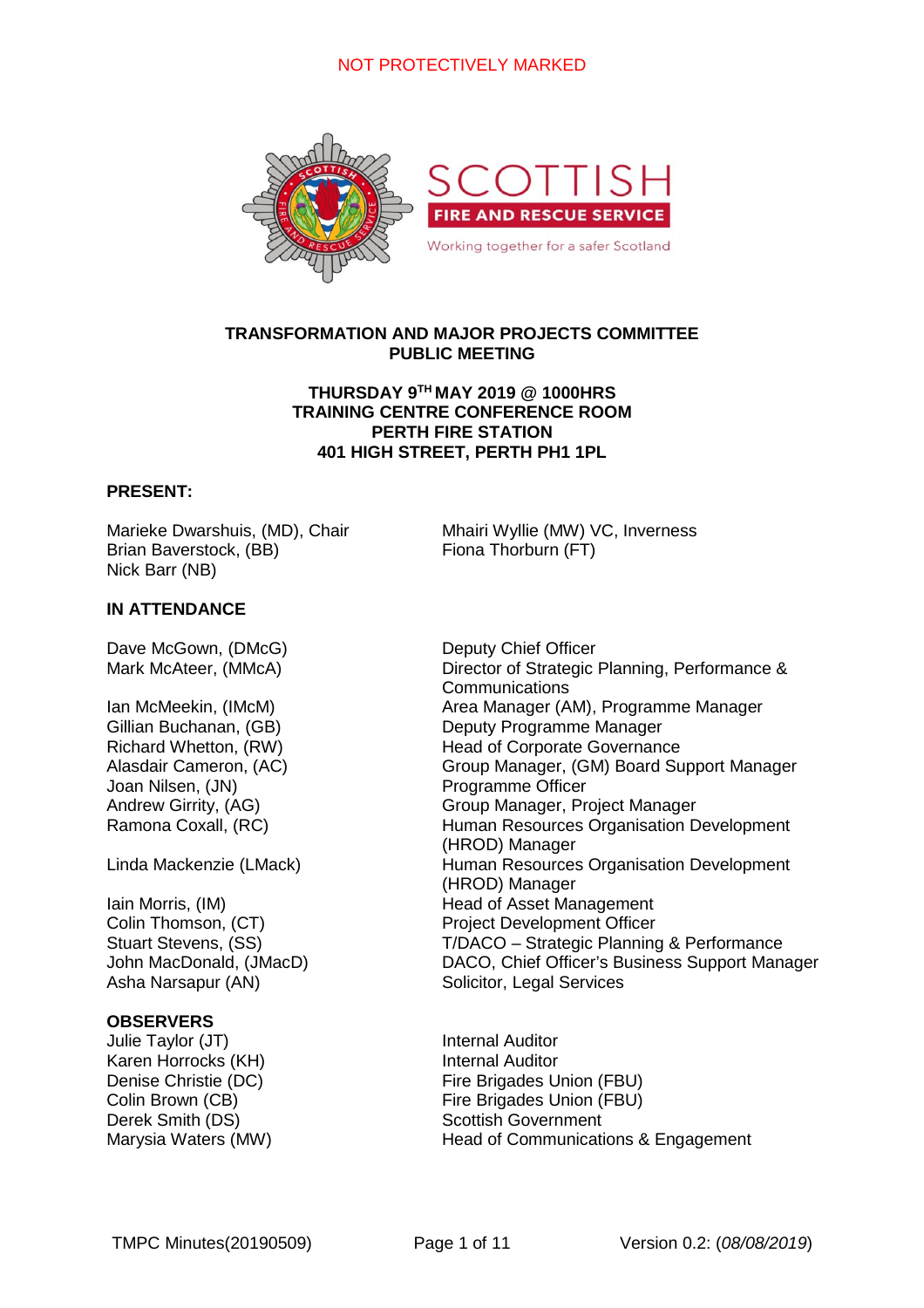NOT PROTECTIVELY MARKED

SCOTTISH FIRE AND RESCUE SERVICE

Working together for a safer Scotland

**TRANSFORMATION AND MAJOR PROJECTS COMMITTEE**
**PUBLIC MEETING**

**THURSDAY 9TH MAY 2019 @ 1000HRS**
**TRAINING CENTRE CONFERENCE ROOM**
**PERTH FIRE STATION**
**401 HIGH STREET, PERTH PH1 1PL**

**PRESENT:**

Marieke Dwarshuis, (MD), Chair
Brian Baverstock, (BB)
Nick Barr (NB)
Mhairi Wyllie (MW) VC, Inverness
Fiona Thorburn (FT)

**IN ATTENDANCE**

| | |
|---|---|
| Dave McGown, (DMcG) | Deputy Chief Officer |
| Mark McAteer, (MMcA) | Director of Strategic Planning, Performance & Communications |
| Ian McMeekin, (IMcM) | Area Manager (AM), Programme Manager |
| Gillian Buchanan, (GB) | Deputy Programme Manager |
| Richard Whetton, (RW) | Head of Corporate Governance |
| Alasdair Cameron, (AC) | Group Manager, (GM) Board Support Manager |
| Joan Nilsen, (JN) | Programme Officer |
| Andrew Girrity, (AG) | Group Manager, Project Manager |
| Ramona Coxall, (RC) | Human Resources Organisation Development (HROD) Manager |
| Linda Mackenzie (LMack) | Human Resources Organisation Development (HROD) Manager |
| Iain Morris, (IM) | Head of Asset Management |
| Colin Thomson, (CT) | Project Development Officer |
| Stuart Stevens, (SS) | T/DACO – Strategic Planning & Performance |
| John MacDonald, (JMacD) | DACO, Chief Officer's Business Support Manager |
| Asha Narsapur (AN) | Solicitor, Legal Services |

**OBSERVERS**

| | |
|---|---|
| Julie Taylor (JT) | Internal Auditor |
| Karen Horrocks (KH) | Internal Auditor |
| Denise Christie (DC) | Fire Brigades Union (FBU) |
| Colin Brown (CB) | Fire Brigades Union (FBU) |
| Derek Smith (DS) | Scottish Government |
| Marysia Waters (MW) | Head of Communications & Engagement |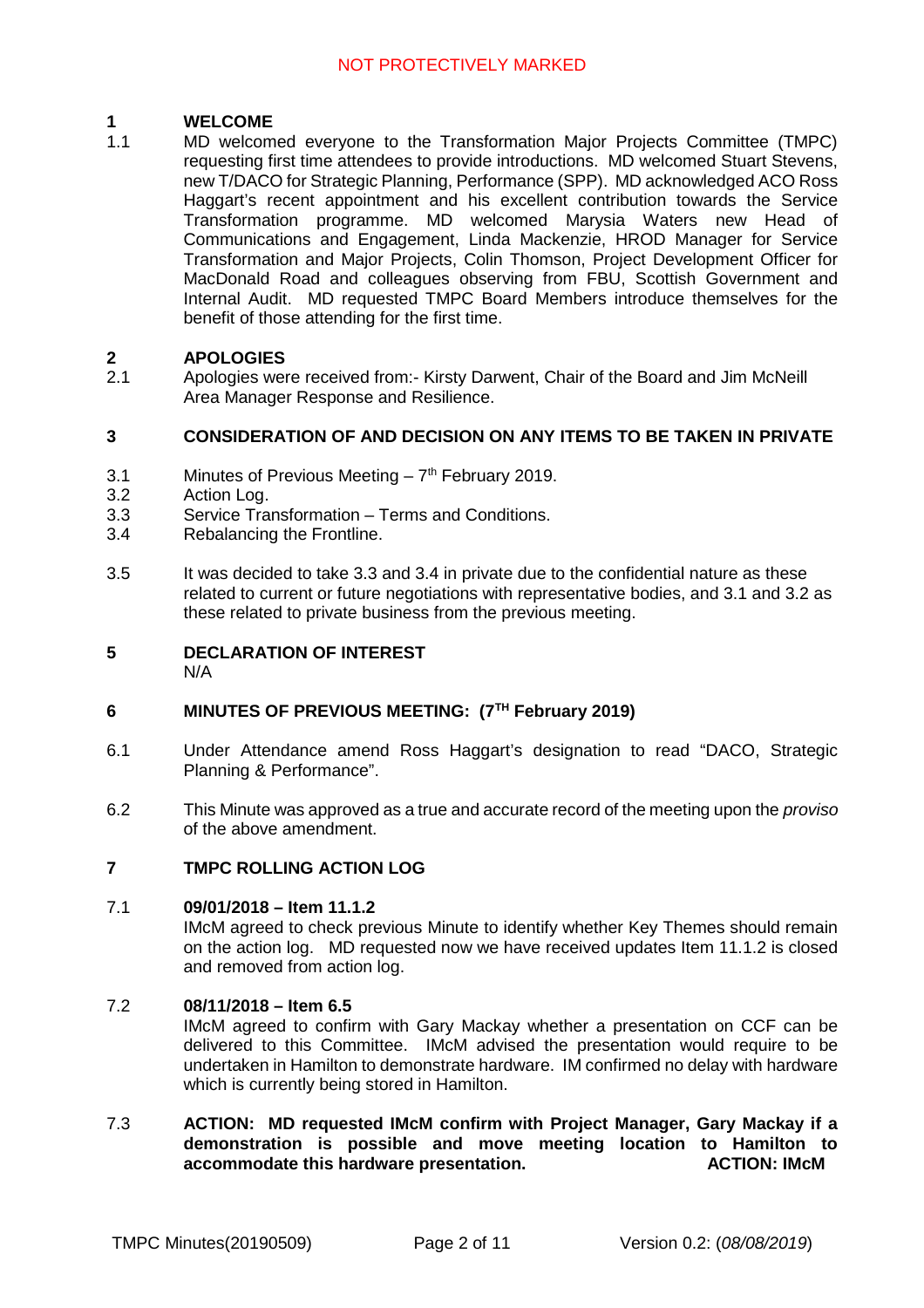## 1 WELCOME

1.1 MD welcomed everyone to the Transformation Major Projects Committee (TMPC) requesting first time attendees to provide introductions. MD welcomed Stuart Stevens, new T/DACO for Strategic Planning, Performance (SPP). MD acknowledged ACO Ross Haggart's recent appointment and his excellent contribution towards the Service Transformation programme. MD welcomed Marysia Waters new Head of Communications and Engagement, Linda Mackenzie, HROD Manager for Service Transformation and Major Projects, Colin Thomson, Project Development Officer for MacDonald Road and colleagues observing from FBU, Scottish Government and Internal Audit. MD requested TMPC Board Members introduce themselves for the benefit of those attending for the first time.

## 2 APOLOGIES

2.1 Apologies were received from:- Kirsty Darwent, Chair of the Board and Jim McNeill Area Manager Response and Resilience.

## 3 CONSIDERATION OF AND DECISION ON ANY ITEMS TO BE TAKEN IN PRIVATE

3.1 Minutes of Previous Meeting – 7th February 2019.

3.2 Action Log.

3.3 Service Transformation – Terms and Conditions.

3.4 Rebalancing the Frontline.

3.5 It was decided to take 3.3 and 3.4 in private due to the confidential nature as these related to current or future negotiations with representative bodies, and 3.1 and 3.2 as these related to private business from the previous meeting.

## 5 DECLARATION OF INTEREST

N/A

## 6 MINUTES OF PREVIOUS MEETING: (7TH February 2019)

6.1 Under Attendance amend Ross Haggart's designation to read "DACO, Strategic Planning & Performance".

6.2 This Minute was approved as a true and accurate record of the meeting upon the *proviso* of the above amendment.

## 7 TMPC ROLLING ACTION LOG

7.1 **09/01/2018 – Item 11.1.2**

IMcM agreed to check previous Minute to identify whether Key Themes should remain on the action log. MD requested now we have received updates Item 11.1.2 is closed and removed from action log.

7.2 **08/11/2018 – Item 6.5**

IMcM agreed to confirm with Gary Mackay whether a presentation on CCF can be delivered to this Committee. IMcM advised the presentation would require to be undertaken in Hamilton to demonstrate hardware. IM confirmed no delay with hardware which is currently being stored in Hamilton.

7.3 **ACTION: MD requested IMcM confirm with Project Manager, Gary Mackay if a demonstration is possible and move meeting location to Hamilton to accommodate this hardware presentation. ACTION: IMcM**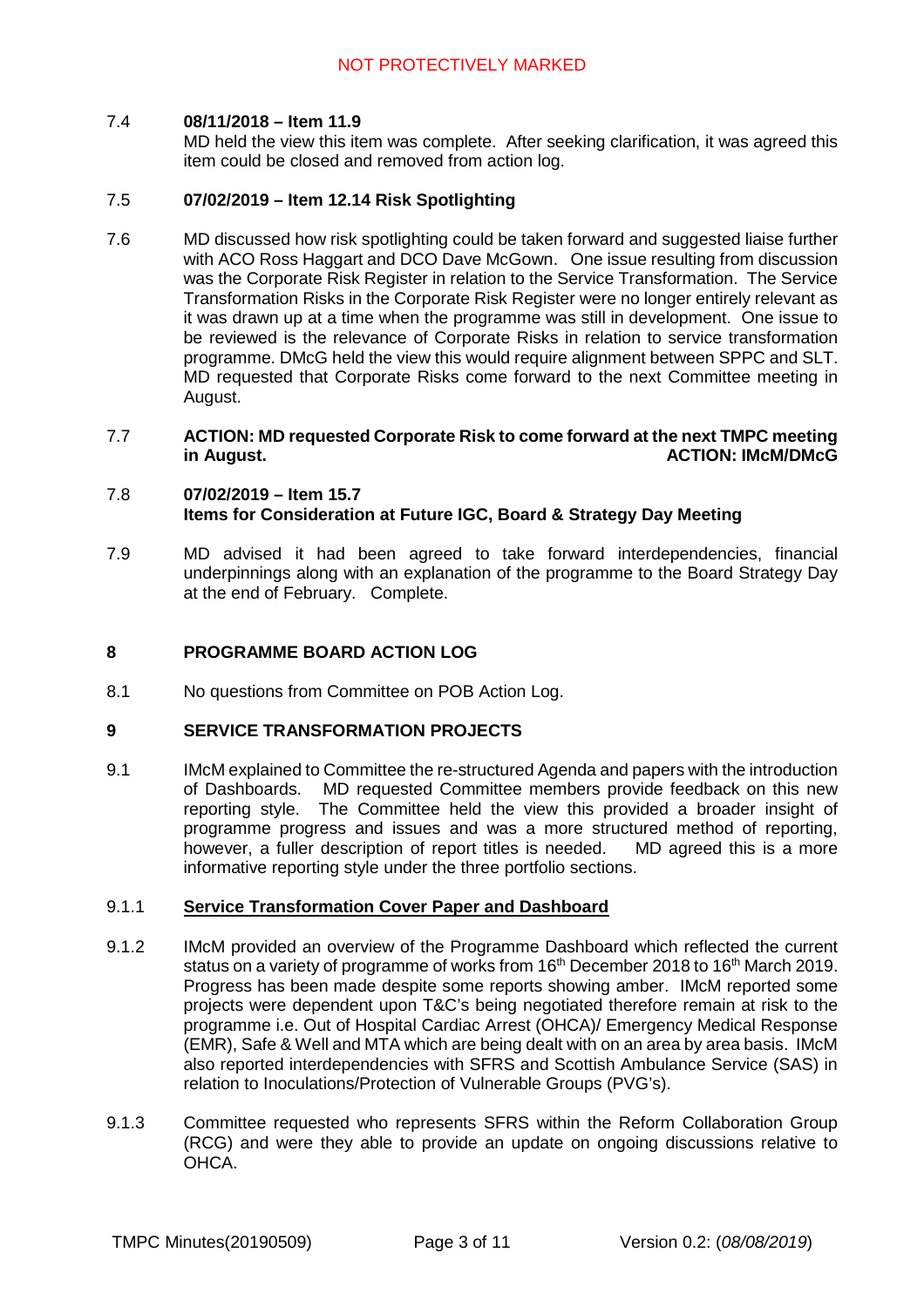7.4 **08/11/2018 – Item 11.9**

MD held the view this item was complete. After seeking clarification, it was agreed this item could be closed and removed from action log.

7.5 **07/02/2019 – Item 12.14 Risk Spotlighting**

7.6 MD discussed how risk spotlighting could be taken forward and suggested liaise further with ACO Ross Haggart and DCO Dave McGown. One issue resulting from discussion was the Corporate Risk Register in relation to the Service Transformation. The Service Transformation Risks in the Corporate Risk Register were no longer entirely relevant as it was drawn up at a time when the programme was still in development. One issue to be reviewed is the relevance of Corporate Risks in relation to service transformation programme. DMcG held the view this would require alignment between SPPC and SLT. MD requested that Corporate Risks come forward to the next Committee meeting in August.

7.7 **ACTION: MD requested Corporate Risk to come forward at the next TMPC meeting in August. ACTION: IMcM/DMcG**

7.8 **07/02/2019 – Item 15.7**
**Items for Consideration at Future IGC, Board & Strategy Day Meeting**

7.9 MD advised it had been agreed to take forward interdependencies, financial underpinnings along with an explanation of the programme to the Board Strategy Day at the end of February. Complete.

## 8 PROGRAMME BOARD ACTION LOG

8.1 No questions from Committee on POB Action Log.

## 9 SERVICE TRANSFORMATION PROJECTS

9.1 IMcM explained to Committee the re-structured Agenda and papers with the introduction of Dashboards. MD requested Committee members provide feedback on this new reporting style. The Committee held the view this provided a broader insight of programme progress and issues and was a more structured method of reporting, however, a fuller description of report titles is needed. MD agreed this is a more informative reporting style under the three portfolio sections.

9.1.1 **Service Transformation Cover Paper and Dashboard**

9.1.2 IMcM provided an overview of the Programme Dashboard which reflected the current status on a variety of programme of works from 16th December 2018 to 16th March 2019. Progress has been made despite some reports showing amber. IMcM reported some projects were dependent upon T&C's being negotiated therefore remain at risk to the programme i.e. Out of Hospital Cardiac Arrest (OHCA)/ Emergency Medical Response (EMR), Safe & Well and MTA which are being dealt with on an area by area basis. IMcM also reported interdependencies with SFRS and Scottish Ambulance Service (SAS) in relation to Inoculations/Protection of Vulnerable Groups (PVG's).

9.1.3 Committee requested who represents SFRS within the Reform Collaboration Group (RCG) and were they able to provide an update on ongoing discussions relative to OHCA.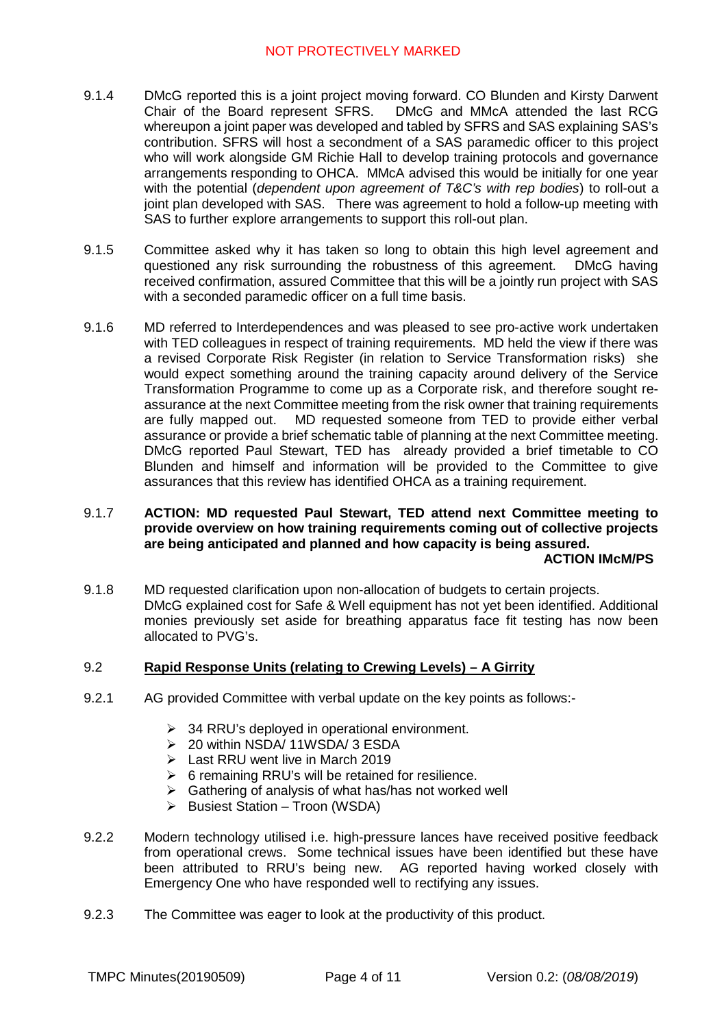9.1.4 DMcG reported this is a joint project moving forward. CO Blunden and Kirsty Darwent Chair of the Board represent SFRS. DMcG and MMcA attended the last RCG whereupon a joint paper was developed and tabled by SFRS and SAS explaining SAS's contribution. SFRS will host a secondment of a SAS paramedic officer to this project who will work alongside GM Richie Hall to develop training protocols and governance arrangements responding to OHCA. MMcA advised this would be initially for one year with the potential (*dependent upon agreement of T&C's with rep bodies*) to roll-out a joint plan developed with SAS. There was agreement to hold a follow-up meeting with SAS to further explore arrangements to support this roll-out plan.

9.1.5 Committee asked why it has taken so long to obtain this high level agreement and questioned any risk surrounding the robustness of this agreement. DMcG having received confirmation, assured Committee that this will be a jointly run project with SAS with a seconded paramedic officer on a full time basis.

9.1.6 MD referred to Interdependences and was pleased to see pro-active work undertaken with TED colleagues in respect of training requirements. MD held the view if there was a revised Corporate Risk Register (in relation to Service Transformation risks) she would expect something around the training capacity around delivery of the Service Transformation Programme to come up as a Corporate risk, and therefore sought re-assurance at the next Committee meeting from the risk owner that training requirements are fully mapped out. MD requested someone from TED to provide either verbal assurance or provide a brief schematic table of planning at the next Committee meeting. DMcG reported Paul Stewart, TED has already provided a brief timetable to CO Blunden and himself and information will be provided to the Committee to give assurances that this review has identified OHCA as a training requirement.

9.1.7 **ACTION: MD requested Paul Stewart, TED attend next Committee meeting to provide overview on how training requirements coming out of collective projects are being anticipated and planned and how capacity is being assured.**

**ACTION IMcM/PS**

9.1.8 MD requested clarification upon non-allocation of budgets to certain projects. DMcG explained cost for Safe & Well equipment has not yet been identified. Additional monies previously set aside for breathing apparatus face fit testing has now been allocated to PVG's.

## 9.2 Rapid Response Units (relating to Crewing Levels) – A Girrity

9.2.1 AG provided Committee with verbal update on the key points as follows:-

- 34 RRU's deployed in operational environment.
- 20 within NSDA/ 11WSDA/ 3 ESDA
- Last RRU went live in March 2019
- 6 remaining RRU's will be retained for resilience.
- Gathering of analysis of what has/has not worked well
- Busiest Station – Troon (WSDA)

9.2.2 Modern technology utilised i.e. high-pressure lances have received positive feedback from operational crews. Some technical issues have been identified but these have been attributed to RRU's being new. AG reported having worked closely with Emergency One who have responded well to rectifying any issues.

9.2.3 The Committee was eager to look at the productivity of this product.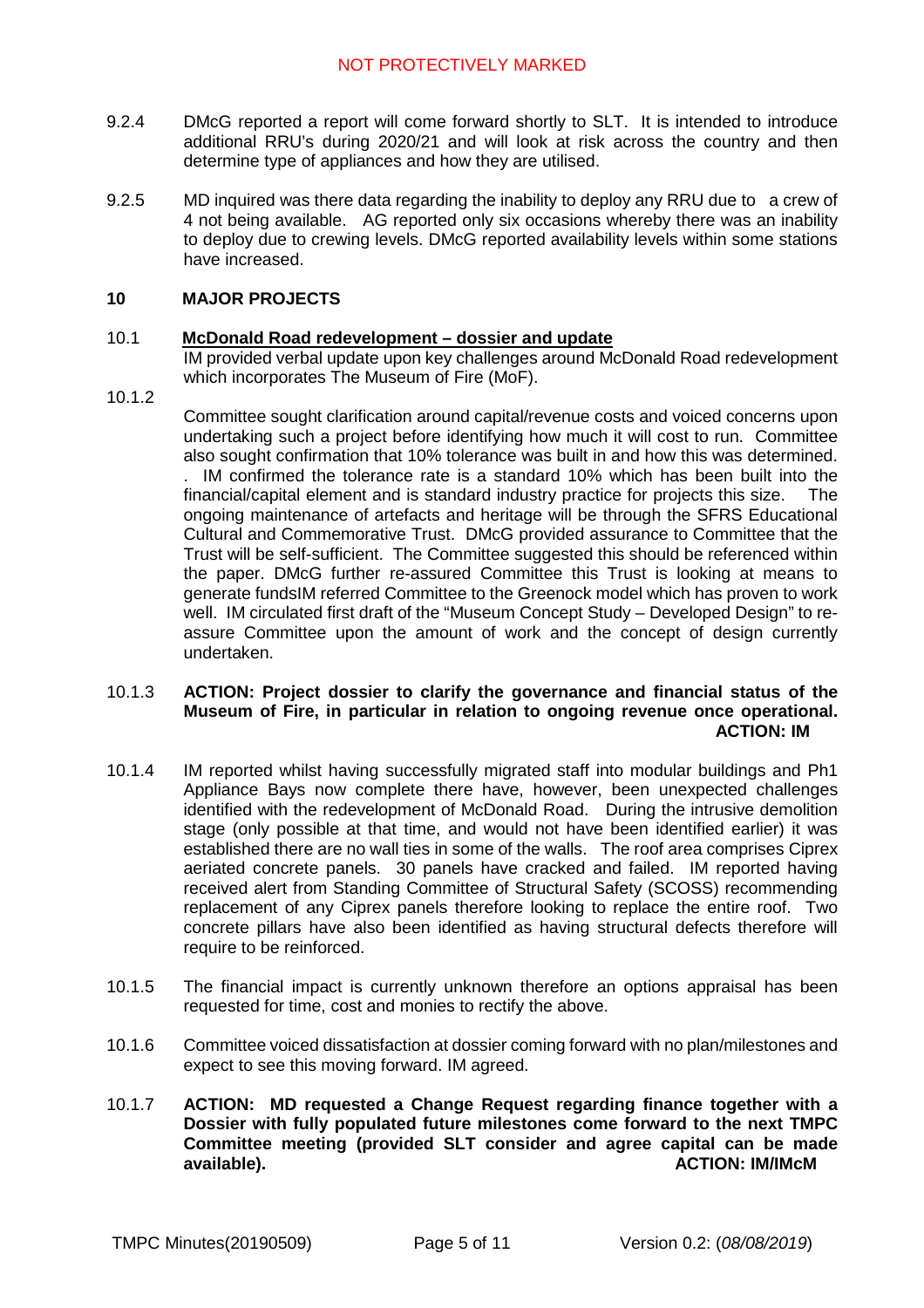9.2.4 DMcG reported a report will come forward shortly to SLT. It is intended to introduce additional RRU's during 2020/21 and will look at risk across the country and then determine type of appliances and how they are utilised.

9.2.5 MD inquired was there data regarding the inability to deploy any RRU due to a crew of 4 not being available. AG reported only six occasions whereby there was an inability to deploy due to crewing levels. DMcG reported availability levels within some stations have increased.

## 10 MAJOR PROJECTS

10.1 **McDonald Road redevelopment – dossier and update**

IM provided verbal update upon key challenges around McDonald Road redevelopment which incorporates The Museum of Fire (MoF).

10.1.2

Committee sought clarification around capital/revenue costs and voiced concerns upon undertaking such a project before identifying how much it will cost to run. Committee also sought confirmation that 10% tolerance was built in and how this was determined. . IM confirmed the tolerance rate is a standard 10% which has been built into the financial/capital element and is standard industry practice for projects this size. The ongoing maintenance of artefacts and heritage will be through the SFRS Educational Cultural and Commemorative Trust. DMcG provided assurance to Committee that the Trust will be self-sufficient. The Committee suggested this should be referenced within the paper. DMcG further re-assured Committee this Trust is looking at means to generate fundsIM referred Committee to the Greenock model which has proven to work well. IM circulated first draft of the "Museum Concept Study – Developed Design" to re-assure Committee upon the amount of work and the concept of design currently undertaken.

10.1.3 **ACTION: Project dossier to clarify the governance and financial status of the Museum of Fire, in particular in relation to ongoing revenue once operational. ACTION: IM**

10.1.4 IM reported whilst having successfully migrated staff into modular buildings and Ph1 Appliance Bays now complete there have, however, been unexpected challenges identified with the redevelopment of McDonald Road. During the intrusive demolition stage (only possible at that time, and would not have been identified earlier) it was established there are no wall ties in some of the walls. The roof area comprises Ciprex aeriated concrete panels. 30 panels have cracked and failed. IM reported having received alert from Standing Committee of Structural Safety (SCOSS) recommending replacement of any Ciprex panels therefore looking to replace the entire roof. Two concrete pillars have also been identified as having structural defects therefore will require to be reinforced.

10.1.5 The financial impact is currently unknown therefore an options appraisal has been requested for time, cost and monies to rectify the above.

10.1.6 Committee voiced dissatisfaction at dossier coming forward with no plan/milestones and expect to see this moving forward. IM agreed.

10.1.7 **ACTION: MD requested a Change Request regarding finance together with a Dossier with fully populated future milestones come forward to the next TMPC Committee meeting (provided SLT consider and agree capital can be made available). ACTION: IM/IMcM**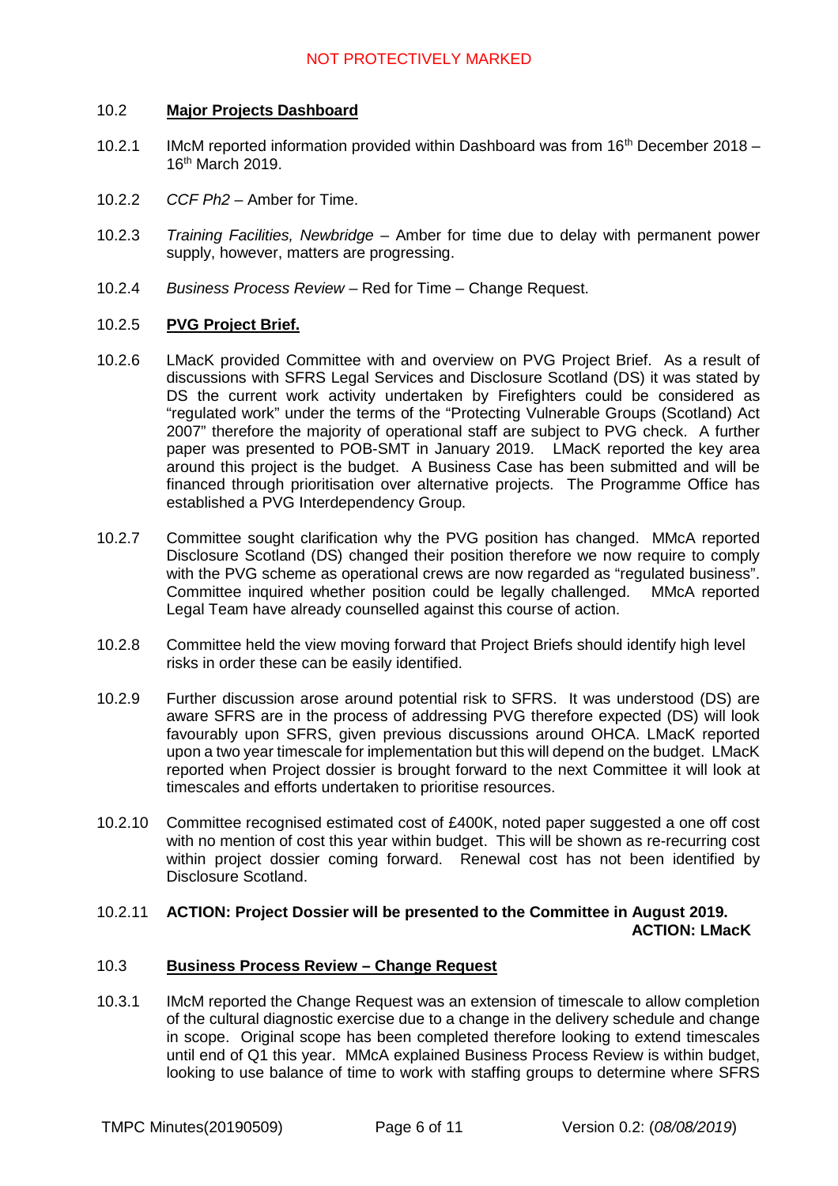NOT PROTECTIVELY MARKED

10.2 **Major Projects Dashboard**

10.2.1 IMcM reported information provided within Dashboard was from 16th December 2018 – 16th March 2019.

10.2.2 *CCF Ph2* – Amber for Time.

10.2.3 *Training Facilities, Newbridge* – Amber for time due to delay with permanent power supply, however, matters are progressing.

10.2.4 *Business Process Review* – Red for Time – Change Request.

10.2.5 **PVG Project Brief.**

10.2.6 LMacK provided Committee with and overview on PVG Project Brief. As a result of discussions with SFRS Legal Services and Disclosure Scotland (DS) it was stated by DS the current work activity undertaken by Firefighters could be considered as "regulated work" under the terms of the "Protecting Vulnerable Groups (Scotland) Act 2007" therefore the majority of operational staff are subject to PVG check. A further paper was presented to POB-SMT in January 2019. LMacK reported the key area around this project is the budget. A Business Case has been submitted and will be financed through prioritisation over alternative projects. The Programme Office has established a PVG Interdependency Group.

10.2.7 Committee sought clarification why the PVG position has changed. MMcA reported Disclosure Scotland (DS) changed their position therefore we now require to comply with the PVG scheme as operational crews are now regarded as "regulated business". Committee inquired whether position could be legally challenged. MMcA reported Legal Team have already counselled against this course of action.

10.2.8 Committee held the view moving forward that Project Briefs should identify high level risks in order these can be easily identified.

10.2.9 Further discussion arose around potential risk to SFRS. It was understood (DS) are aware SFRS are in the process of addressing PVG therefore expected (DS) will look favourably upon SFRS, given previous discussions around OHCA. LMacK reported upon a two year timescale for implementation but this will depend on the budget. LMacK reported when Project dossier is brought forward to the next Committee it will look at timescales and efforts undertaken to prioritise resources.

10.2.10 Committee recognised estimated cost of £400K, noted paper suggested a one off cost with no mention of cost this year within budget. This will be shown as re-recurring cost within project dossier coming forward. Renewal cost has not been identified by Disclosure Scotland.

10.2.11 **ACTION: Project Dossier will be presented to the Committee in August 2019.**
**ACTION: LMacK**

10.3 **Business Process Review – Change Request**

10.3.1 IMcM reported the Change Request was an extension of timescale to allow completion of the cultural diagnostic exercise due to a change in the delivery schedule and change in scope. Original scope has been completed therefore looking to extend timescales until end of Q1 this year. MMcA explained Business Process Review is within budget, looking to use balance of time to work with staffing groups to determine where SFRS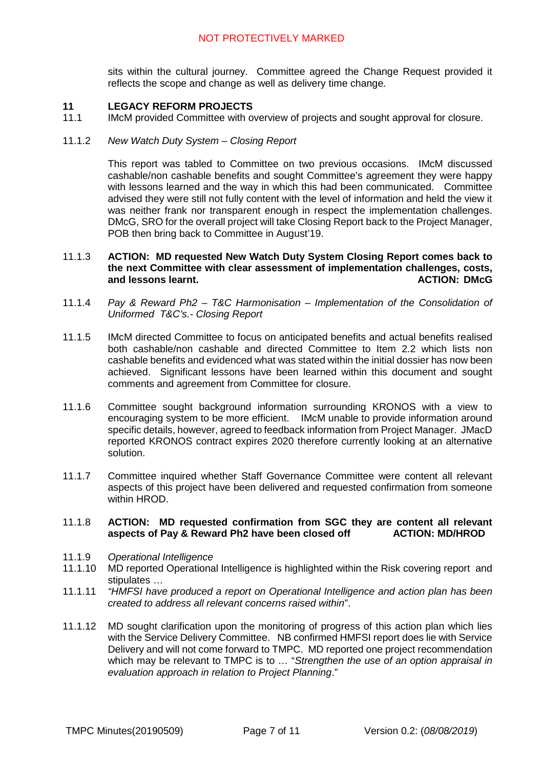sits within the cultural journey. Committee agreed the Change Request provided it reflects the scope and change as well as delivery time change.

## 11 LEGACY REFORM PROJECTS

11.1 IMcM provided Committee with overview of projects and sought approval for closure.

11.1.2 *New Watch Duty System – Closing Report*

This report was tabled to Committee on two previous occasions. IMcM discussed cashable/non cashable benefits and sought Committee's agreement they were happy with lessons learned and the way in which this had been communicated. Committee advised they were still not fully content with the level of information and held the view it was neither frank nor transparent enough in respect the implementation challenges. DMcG, SRO for the overall project will take Closing Report back to the Project Manager, POB then bring back to Committee in August'19.

11.1.3 **ACTION: MD requested New Watch Duty System Closing Report comes back to the next Committee with clear assessment of implementation challenges, costs, and lessons learnt. ACTION: DMcG**

11.1.4 *Pay & Reward Ph2 – T&C Harmonisation – Implementation of the Consolidation of Uniformed T&C's.- Closing Report*

11.1.5 IMcM directed Committee to focus on anticipated benefits and actual benefits realised both cashable/non cashable and directed Committee to Item 2.2 which lists non cashable benefits and evidenced what was stated within the initial dossier has now been achieved. Significant lessons have been learned within this document and sought comments and agreement from Committee for closure.

11.1.6 Committee sought background information surrounding KRONOS with a view to encouraging system to be more efficient. IMcM unable to provide information around specific details, however, agreed to feedback information from Project Manager. JMacD reported KRONOS contract expires 2020 therefore currently looking at an alternative solution.

11.1.7 Committee inquired whether Staff Governance Committee were content all relevant aspects of this project have been delivered and requested confirmation from someone within HROD.

11.1.8 **ACTION: MD requested confirmation from SGC they are content all relevant aspects of Pay & Reward Ph2 have been closed off ACTION: MD/HROD**

11.1.9 *Operational Intelligence*

11.1.10 MD reported Operational Intelligence is highlighted within the Risk covering report and stipulates …

11.1.11 *"HMFSI have produced a report on Operational Intelligence and action plan has been created to address all relevant concerns raised within*".

11.1.12 MD sought clarification upon the monitoring of progress of this action plan which lies with the Service Delivery Committee. NB confirmed HMFSI report does lie with Service Delivery and will not come forward to TMPC. MD reported one project recommendation which may be relevant to TMPC is to … "*Strengthen the use of an option appraisal in evaluation approach in relation to Project Planning*."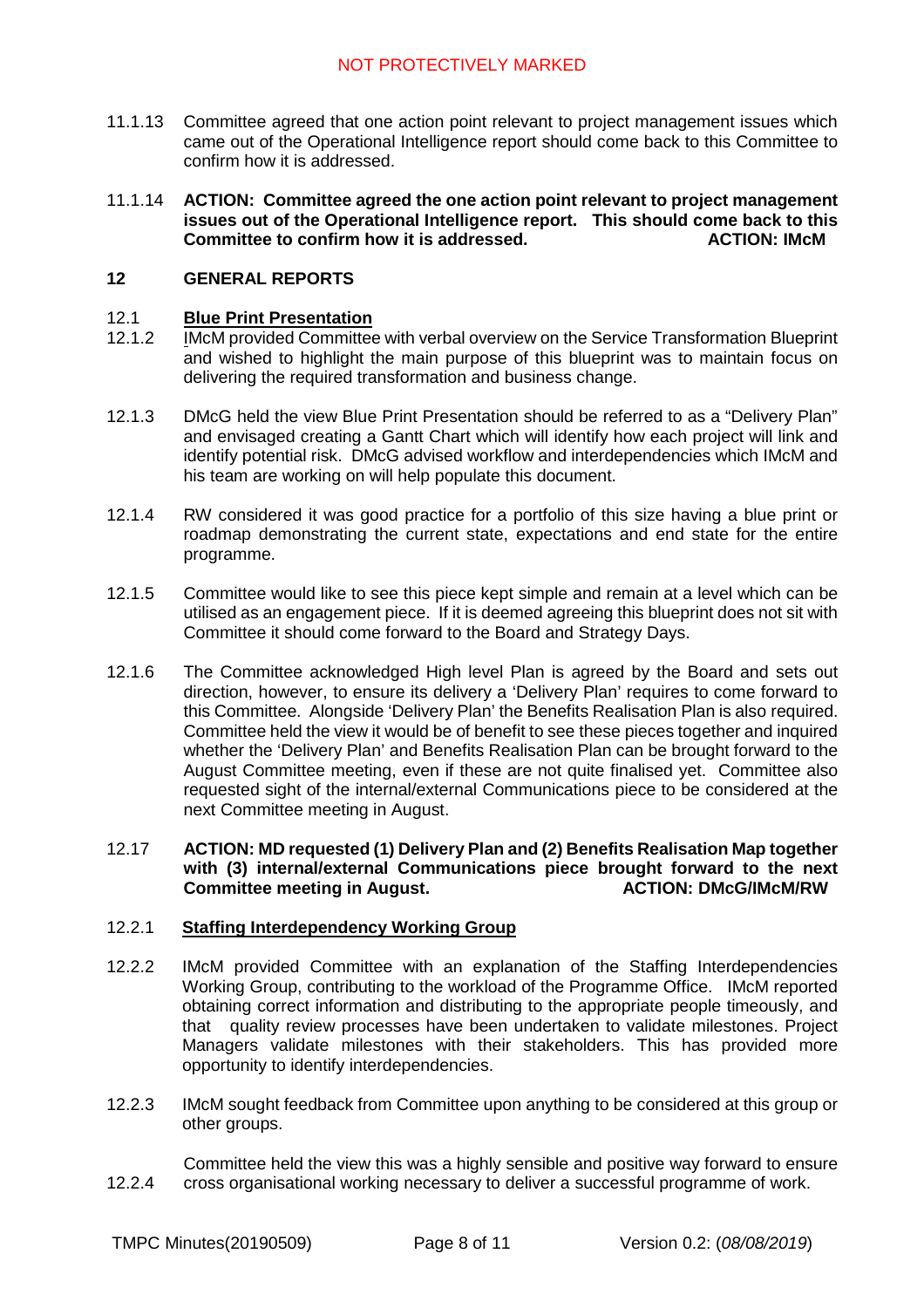11.1.13 Committee agreed that one action point relevant to project management issues which came out of the Operational Intelligence report should come back to this Committee to confirm how it is addressed.

11.1.14 **ACTION: Committee agreed the one action point relevant to project management issues out of the Operational Intelligence report. This should come back to this Committee to confirm how it is addressed. ACTION: IMcM**

## 12 GENERAL REPORTS

12.1 **<u>Blue Print Presentation</u>**

12.1.2 IMcM provided Committee with verbal overview on the Service Transformation Blueprint and wished to highlight the main purpose of this blueprint was to maintain focus on delivering the required transformation and business change.

12.1.3 DMcG held the view Blue Print Presentation should be referred to as a "Delivery Plan" and envisaged creating a Gantt Chart which will identify how each project will link and identify potential risk. DMcG advised workflow and interdependencies which IMcM and his team are working on will help populate this document.

12.1.4 RW considered it was good practice for a portfolio of this size having a blue print or roadmap demonstrating the current state, expectations and end state for the entire programme.

12.1.5 Committee would like to see this piece kept simple and remain at a level which can be utilised as an engagement piece. If it is deemed agreeing this blueprint does not sit with Committee it should come forward to the Board and Strategy Days.

12.1.6 The Committee acknowledged High level Plan is agreed by the Board and sets out direction, however, to ensure its delivery a 'Delivery Plan' requires to come forward to this Committee. Alongside 'Delivery Plan' the Benefits Realisation Plan is also required. Committee held the view it would be of benefit to see these pieces together and inquired whether the 'Delivery Plan' and Benefits Realisation Plan can be brought forward to the August Committee meeting, even if these are not quite finalised yet. Committee also requested sight of the internal/external Communications piece to be considered at the next Committee meeting in August.

12.17 **ACTION: MD requested (1) Delivery Plan and (2) Benefits Realisation Map together with (3) internal/external Communications piece brought forward to the next Committee meeting in August. ACTION: DMcG/IMcM/RW**

12.2.1 **<u>Staffing Interdependency Working Group</u>**

12.2.2 IMcM provided Committee with an explanation of the Staffing Interdependencies Working Group, contributing to the workload of the Programme Office. IMcM reported obtaining correct information and distributing to the appropriate people timeously, and that quality review processes have been undertaken to validate milestones. Project Managers validate milestones with their stakeholders. This has provided more opportunity to identify interdependencies.

12.2.3 IMcM sought feedback from Committee upon anything to be considered at this group or other groups.

12.2.4 Committee held the view this was a highly sensible and positive way forward to ensure cross organisational working necessary to deliver a successful programme of work.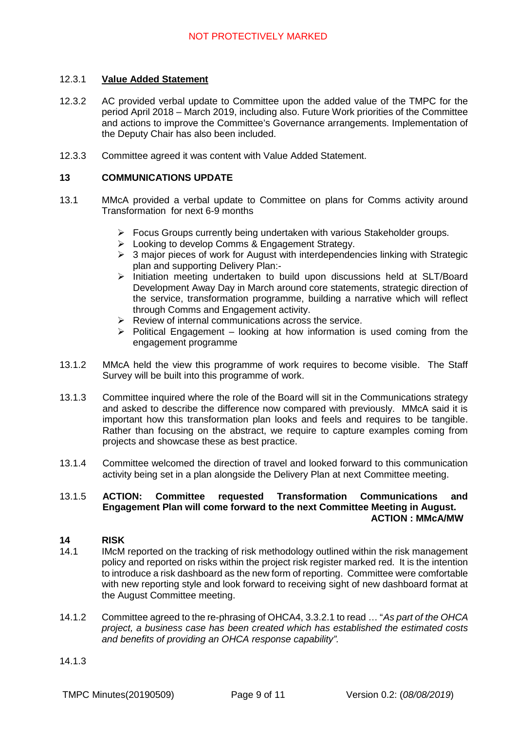12.3.1 **<u>Value Added Statement</u>**

12.3.2 AC provided verbal update to Committee upon the added value of the TMPC for the period April 2018 – March 2019, including also. Future Work priorities of the Committee and actions to improve the Committee's Governance arrangements. Implementation of the Deputy Chair has also been included.

12.3.3 Committee agreed it was content with Value Added Statement.

## 13 COMMUNICATIONS UPDATE

13.1 MMcA provided a verbal update to Committee on plans for Comms activity around Transformation for next 6-9 months

- Focus Groups currently being undertaken with various Stakeholder groups.
- Looking to develop Comms & Engagement Strategy.
- 3 major pieces of work for August with interdependencies linking with Strategic plan and supporting Delivery Plan:-
- Initiation meeting undertaken to build upon discussions held at SLT/Board Development Away Day in March around core statements, strategic direction of the service, transformation programme, building a narrative which will reflect through Comms and Engagement activity.
- Review of internal communications across the service.
- Political Engagement – looking at how information is used coming from the engagement programme

13.1.2 MMcA held the view this programme of work requires to become visible. The Staff Survey will be built into this programme of work.

13.1.3 Committee inquired where the role of the Board will sit in the Communications strategy and asked to describe the difference now compared with previously. MMcA said it is important how this transformation plan looks and feels and requires to be tangible. Rather than focusing on the abstract, we require to capture examples coming from projects and showcase these as best practice.

13.1.4 Committee welcomed the direction of travel and looked forward to this communication activity being set in a plan alongside the Delivery Plan at next Committee meeting.

13.1.5 **ACTION: Committee requested Transformation Communications and Engagement Plan will come forward to the next Committee Meeting in August.**
**ACTION : MMcA/MW**

## 14 RISK

14.1 IMcM reported on the tracking of risk methodology outlined within the risk management policy and reported on risks within the project risk register marked red. It is the intention to introduce a risk dashboard as the new form of reporting. Committee were comfortable with new reporting style and look forward to receiving sight of new dashboard format at the August Committee meeting.

14.1.2 Committee agreed to the re-phrasing of OHCA4, 3.3.2.1 to read … "*As part of the OHCA project, a business case has been created which has established the estimated costs and benefits of providing an OHCA response capability".*

14.1.3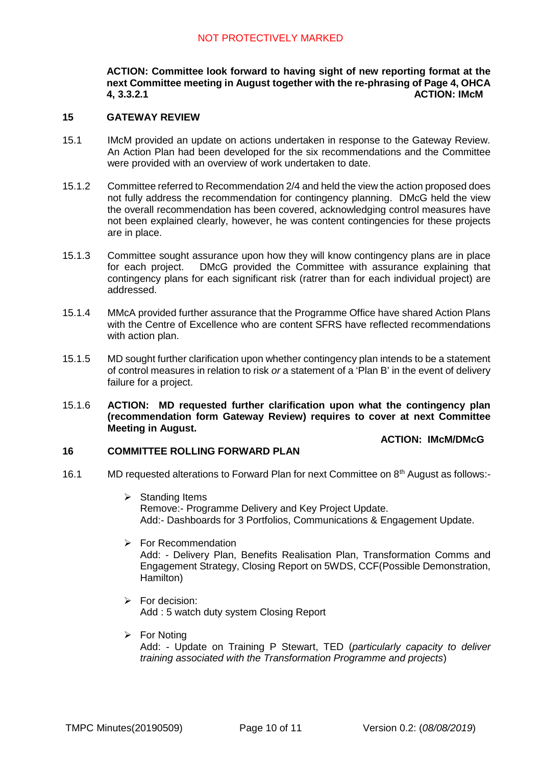**ACTION: Committee look forward to having sight of new reporting format at the next Committee meeting in August together with the re-phrasing of Page 4, OHCA 4, 3.3.2.1** **ACTION: IMcM**

## 15 GATEWAY REVIEW

15.1 IMcM provided an update on actions undertaken in response to the Gateway Review. An Action Plan had been developed for the six recommendations and the Committee were provided with an overview of work undertaken to date.

15.1.2 Committee referred to Recommendation 2/4 and held the view the action proposed does not fully address the recommendation for contingency planning. DMcG held the view the overall recommendation has been covered, acknowledging control measures have not been explained clearly, however, he was content contingencies for these projects are in place.

15.1.3 Committee sought assurance upon how they will know contingency plans are in place for each project. DMcG provided the Committee with assurance explaining that contingency plans for each significant risk (ratrer than for each individual project) are addressed.

15.1.4 MMcA provided further assurance that the Programme Office have shared Action Plans with the Centre of Excellence who are content SFRS have reflected recommendations with action plan.

15.1.5 MD sought further clarification upon whether contingency plan intends to be a statement of control measures in relation to risk *or* a statement of a 'Plan B' in the event of delivery failure for a project.

15.1.6 **ACTION: MD requested further clarification upon what the contingency plan (recommendation form Gateway Review) requires to cover at next Committee Meeting in August.**

**ACTION: IMcM/DMcG**

## 16 COMMITTEE ROLLING FORWARD PLAN

16.1 MD requested alterations to Forward Plan for next Committee on 8th August as follows:-

- Standing Items
  Remove:- Programme Delivery and Key Project Update.
  Add:- Dashboards for 3 Portfolios, Communications & Engagement Update.

- For Recommendation
  Add: - Delivery Plan, Benefits Realisation Plan, Transformation Comms and Engagement Strategy, Closing Report on 5WDS, CCF(Possible Demonstration, Hamilton)

- For decision:
  Add : 5 watch duty system Closing Report

- For Noting
  Add: - Update on Training P Stewart, TED (*particularly capacity to deliver training associated with the Transformation Programme and projects*)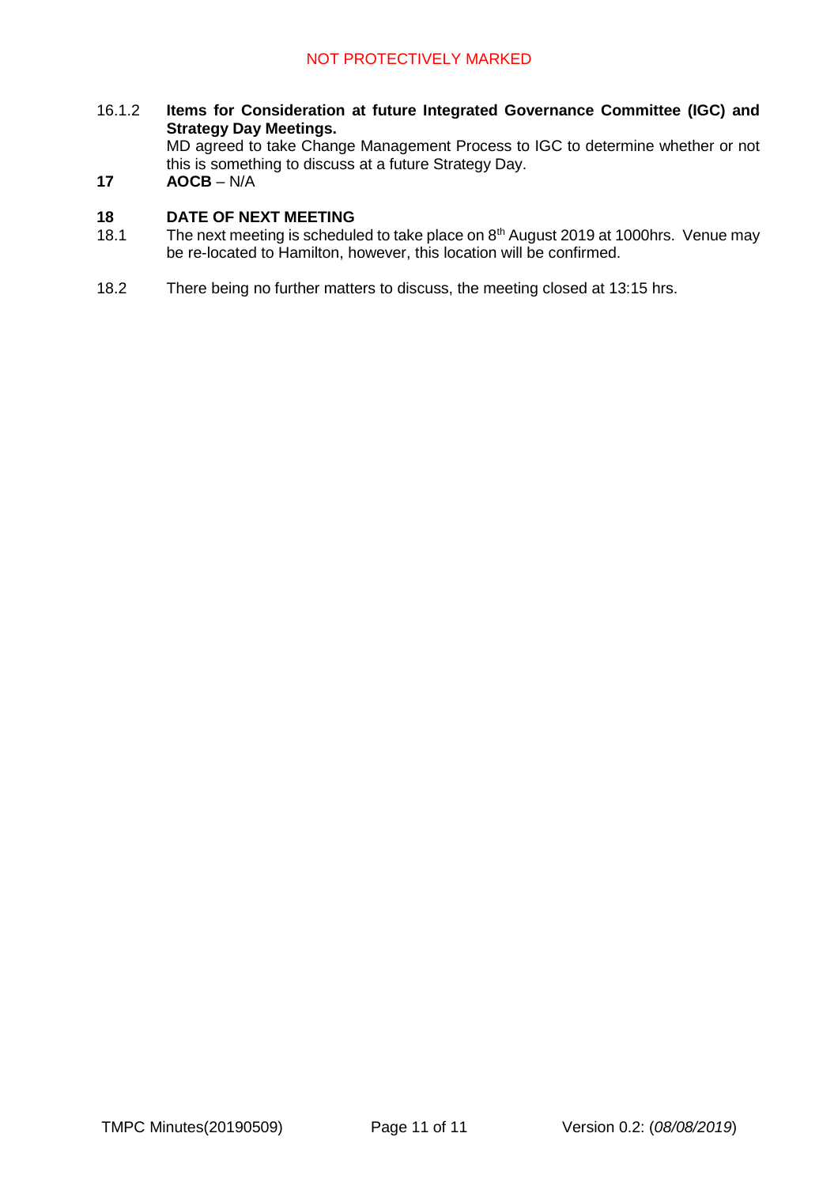16.1.2 **Items for Consideration at future Integrated Governance Committee (IGC) and Strategy Day Meetings.**
MD agreed to take Change Management Process to IGC to determine whether or not this is something to discuss at a future Strategy Day.

**17 AOCB** – N/A

**18 DATE OF NEXT MEETING**

18.1 The next meeting is scheduled to take place on 8th August 2019 at 1000hrs. Venue may be re-located to Hamilton, however, this location will be confirmed.

18.2 There being no further matters to discuss, the meeting closed at 13:15 hrs.